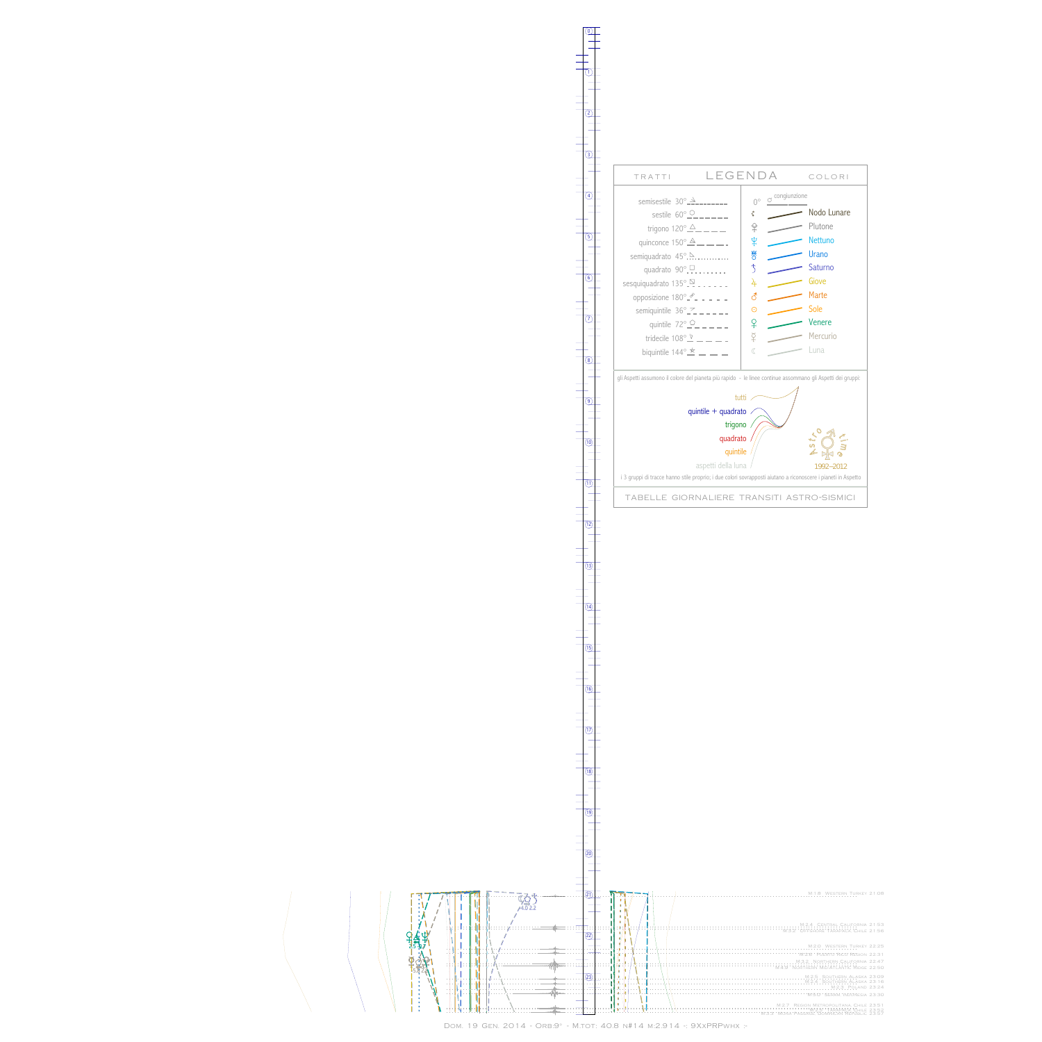# LEGENDA

**TRATTI**

- semisestile 30°
- sestile 60°
- trigono 120°
- quinconce 150°
- semiquadrato 45°
- quadrato 90°
- sesquiquadrato 135°
- opposizione 180°
- semiquintile 36°
- quintile 72°
- tridecile 108°
- biquintile 144°

**COLORI**

- 0° congiunzione
- Nodo Lunare
- Plutone
- Nettuno
- Urano
- Saturno
- Giove
- Marte
- Sole
- Venere
- Mercurio
- Luna

gli Aspetti assumono il colore del pianeta più rapido - le linee continue assommano gli Aspetti dei gruppi:

- tutti
- quintile + quadrato
- trigono
- quadrato
- quintile
- aspetti della luna

Astro time 1992–2012

i 3 gruppi di tracce hanno stile proprio; i due colori sovrapposti aiutano a riconoscere i pianeti in Aspetto

TABELLE GIORNALIERE TRANSITI ASTRO-SISMICI

M.1.8 Western Turkey 21.08
M.2.4 Central California 21.53
M.3.2 Offshore Tarapaca Chile 21.56
M.2.0 Western Turkey 22.25
M.2.6 Puerto Rico Region 22.31
M.3.2 Northern California 22.47
M.4.9 Northern Mid-Atlantic Ridge 22.50
M.2.5 Southern Alaska 23.09
M.2.4 Southern Alaska 23.16
M.2.1 Poland 23.24
M.5.0 Seram Indonesia 23.30
M.2.7 Region Metropolitana Chile 23.51
M.3.0 Mona Passage Dominican Republic 23.57

Dom. 19 Gen. 2014 - Orb:9° - M.tot: 40.8 n#14 m:2.914 -: 9XxPRPwhx :-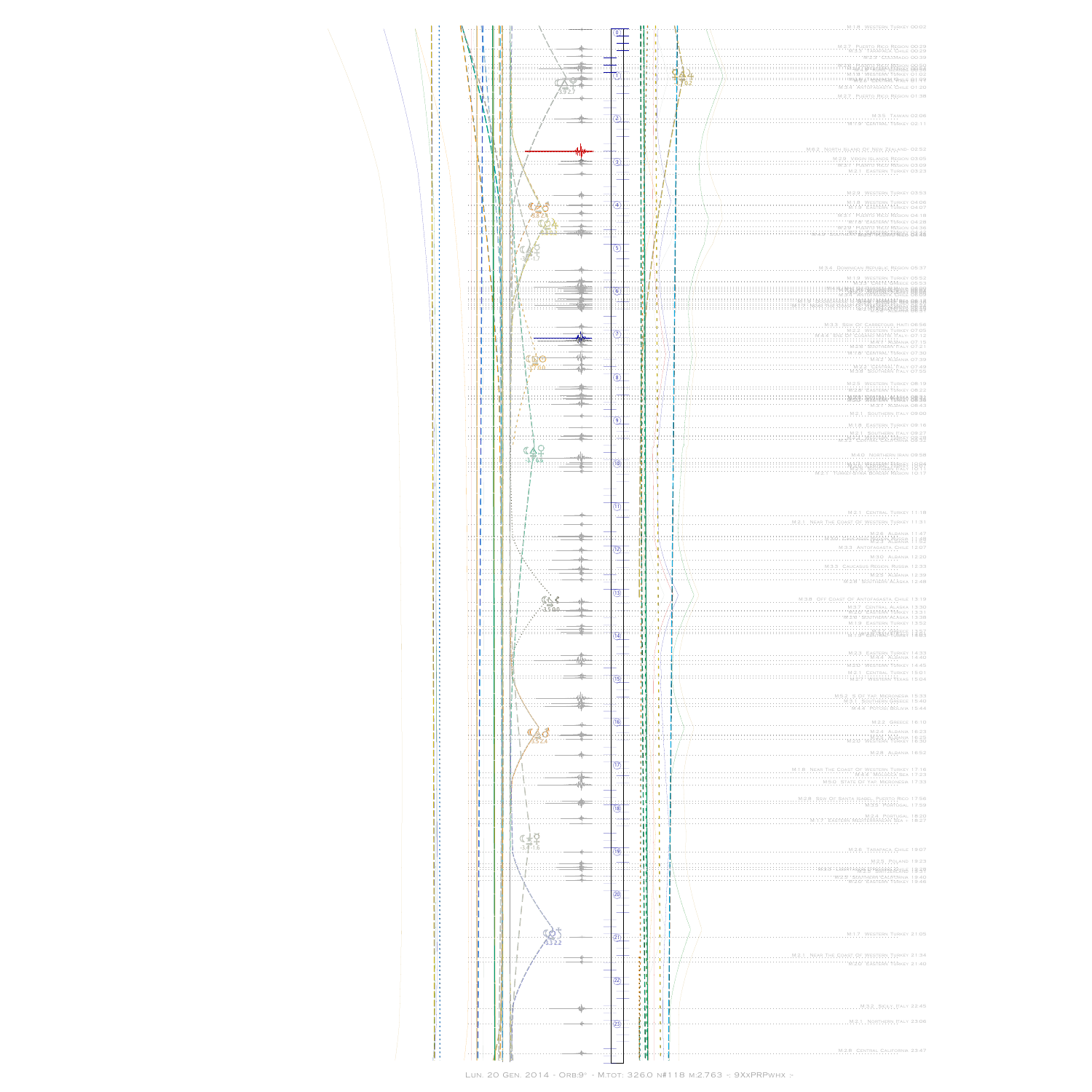M:1.8 Western Turkey 00:02
M:2.7 Puerto Rico Region 00:29
M:2.5 Tarapaca Chile 00:29
M:2.9 Colorado 00:39
M:1.9 Western Turkey 01:02
M:3.4 Antofagasta Chile 01:20
M:2.7 Puerto Rico Region 01:39
M:3.5 Taiwan 02:06
M:1.9 Central Turkey 02:11
M:6.2 North Island Of New Zealand 02:52
M:2.9 Virgin Islands Region 03:05
M:2.7 Puerto Rico Region 03:09
M:2.1 Eastern Turkey 03:23
M:2.3 Western Turkey 03:53
M:1.8 Western Turkey 04:06
M:1.9 Eastern Turkey 04:07
M:3.1 Puerto Rico Region 04:18
M:1.8 Eastern Turkey 04:28
M:2.3 Puerto Rico Region 04:36
M:3.4 Dominican Republic Region 05:37
M:1.9 Western Turkey 05:53
M:3.3 Sea Of Carrefour Haiti 06:56
M:2.2 Western Turkey 07:05
M:2.7 Albania 07:15
M:1.8 Central Turkey 07:30
M:2.2 Albania 07:39
M:2.5 Central Italy 07:49
M:3.8 Southern Italy 07:55
M:2.5 Western Turkey 08:19
M:1.8 Eastern Turkey 08:22
M:2.7 Albania 08:43
M:2.1 Southern Italy 09:00
M:1.8 Eastern Turkey 09:16
M:2.1 Southern Italy 09:27
M:4.0 Northern Iran 09:58
M:2.1 Central Turkey 11:18
M:3.1 Near The Coast Of Western Turkey 11:31
M:2.6 Albania 11:47
M:2.3 Albania 11:52
M:3.3 Antofagasta Chile 12:07
M:3.0 Albania 12:20
M:3.5 Caucasus Region Russia 12:33
M:2.5 Albania 12:39
M:3.8 Southern Alaska 12:48
M:3.8 Off Coast Of Antofagasta Chile 13:19
M:3.7 Central Alaska 13:30
M:2.6 Southern Alaska 13:38
M:1.9 Eastern Turkey 13:52
M:2.3 Eastern Turkey 14:33
M:2.1 Albania 14:40
M:2.0 Western Turkey 14:45
M:2.1 Central Turkey 15:01
M:2.7 Western Texas 15:04
M:5.2 S Of Yap Micronesia 15:33
M:2.1 Southern Greece 15:40
M:4.2 Potosi Bolivia 15:44
M:2.2 Greece 16:10
M:2.4 Albania 16:23
M:2.8 Albania 16:52
M:1.8 Near The Coast Of Western Turkey 17:16
M:5.0 State Of Yap Micronesia 17:33
M:2.8 Sea Of Santa Isabel Puerto Rico 17:56
M:3.5 Portugal 17:59
M:2.4 Portugal 18:20
M:2.6 Tarapaca Chile 19:07
M:2.5 Poland 19:23
M:2.4 Southern California 19:40
M:2.0 Eastern Turkey 19:46
M:1.7 Western Turkey 21:05
M:2.1 Near The Coast Of Western Turkey 21:34
M:2.0 Eastern Turkey 21:40
M:3.2 Sicily Italy 22:45
M:2.1 Northern Italy 23:06
M:2.8 Central California 23:47

Lun. 20 Gen. 2014 - Orb:9° - M.tot: 326.0 n#118 m:2.763 -: 9XxPRPwhx :-